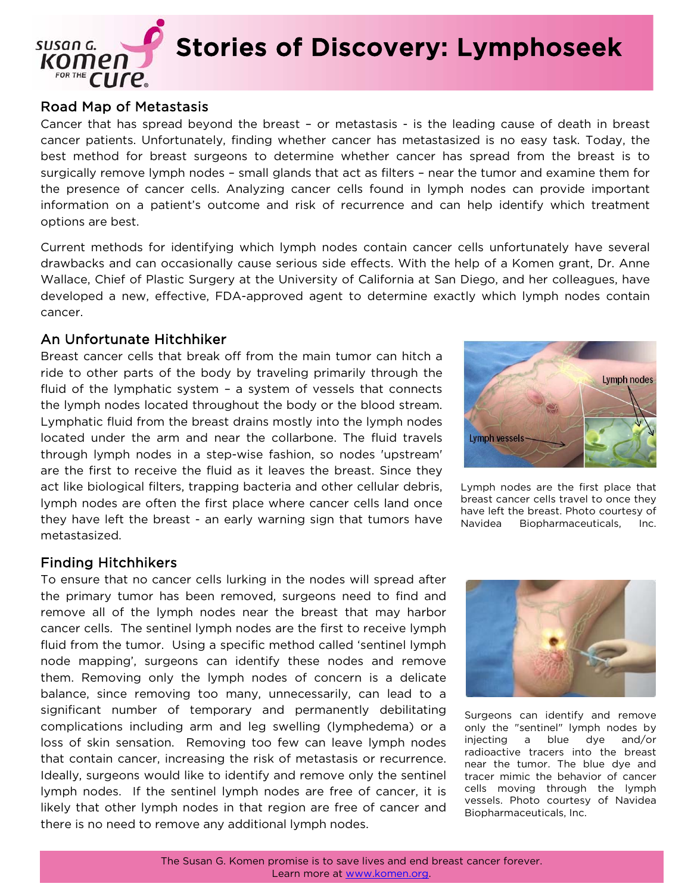# Stories of Discovery: Lymphoseek

## Road Map of Metastasis

Cancer that has spread beyond the breast – or metastasis - is the leading cause of death in breast cancer patients. Unfortunately, finding whether cancer has metastasized is no easy task. Today, the best method for breast surgeons to determine whether cancer has spread from the breast is to surgically remove lymph nodes – small glands that act as filters – near the tumor and examine them for the presence of cancer cells. Analyzing cancer cells found in lymph nodes can provide important information on a patient's outcome and risk of recurrence and can help identify which treatment options are best.

Current methods for identifying which lymph nodes contain cancer cells unfortunately have several drawbacks and can occasionally cause serious side effects. With the help of a Komen grant, Dr. Anne Wallace, Chief of Plastic Surgery at the University of California at San Diego, and her colleagues, have developed a new, effective, FDA-approved agent to determine exactly which lymph nodes contain cancer.

## An Unfortunate Hitchhiker

Breast cancer cells that break off from the main tumor can hitch a ride to other parts of the body by traveling primarily through the fluid of the lymphatic system – a system of vessels that connects the lymph nodes located throughout the body or the blood stream. Lymphatic fluid from the breast drains mostly into the lymph nodes located under the arm and near the collarbone. The fluid travels through lymph nodes in a step-wise fashion, so nodes 'upstream' are the first to receive the fluid as it leaves the breast. Since they act like biological filters, trapping bacteria and other cellular debris, lymph nodes are often the first place where cancer cells land once they have left the breast - an early warning sign that tumors have metastasized.

Lymph nodes are the first place that breast cancer cells travel to once they have left the breast. Photo courtesy of Navidea Biopharmaceuticals, Inc.

## Finding Hitchhikers

To ensure that no cancer cells lurking in the nodes will spread after the primary tumor has been removed, surgeons need to find and remove all of the lymph nodes near the breast that may harbor cancer cells. The sentinel lymph nodes are the first to receive lymph fluid from the tumor. Using a specific method called 'sentinel lymph node mapping', surgeons can identify these nodes and remove them. Removing only the lymph nodes of concern is a delicate balance, since removing too many, unnecessarily, can lead to a significant number of temporary and permanently debilitating complications including arm and leg swelling (lymphedema) or a loss of skin sensation. Removing too few can leave lymph nodes that contain cancer, increasing the risk of metastasis or recurrence. Ideally, surgeons would like to identify and remove only the sentinel lymph nodes. If the sentinel lymph nodes are free of cancer, it is likely that other lymph nodes in that region are free of cancer and there is no need to remove any additional lymph nodes.

Surgeons can identify and remove only the "sentinel" lymph nodes by injecting a blue dye and/or radioactive tracers into the breast near the tumor. The blue dye and tracer mimic the behavior of cancer cells moving through the lymph vessels. Photo courtesy of Navidea Biopharmaceuticals, Inc.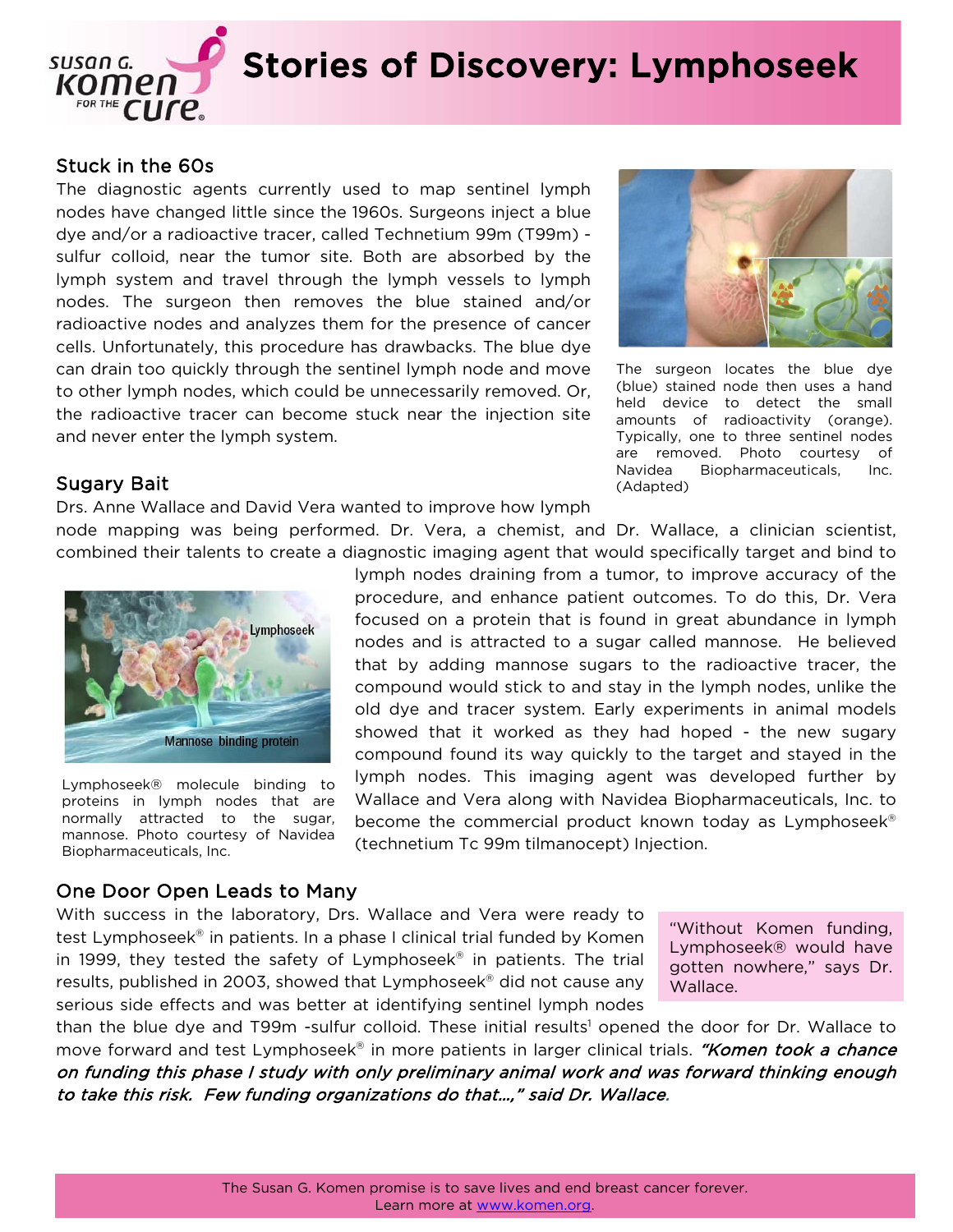# Stories of Discovery: Lymphoseek

## Stuck in the 60s

The diagnostic agents currently used to map sentinel lymph nodes have changed little since the 1960s. Surgeons inject a blue dye and/or a radioactive tracer, called Technetium 99m (T99m) - sulfur colloid, near the tumor site. Both are absorbed by the lymph system and travel through the lymph vessels to lymph nodes. The surgeon then removes the blue stained and/or radioactive nodes and analyzes them for the presence of cancer cells. Unfortunately, this procedure has drawbacks. The blue dye can drain too quickly through the sentinel lymph node and move to other lymph nodes, which could be unnecessarily removed. Or, the radioactive tracer can become stuck near the injection site and never enter the lymph system.

The surgeon locates the blue dye (blue) stained node then uses a hand held device to detect the small amounts of radioactivity (orange). Typically, one to three sentinel nodes are removed. Photo courtesy of Navidea Biopharmaceuticals, Inc. (Adapted)

## Sugary Bait

Drs. Anne Wallace and David Vera wanted to improve how lymph node mapping was being performed. Dr. Vera, a chemist, and Dr. Wallace, a clinician scientist, combined their talents to create a diagnostic imaging agent that would specifically target and bind to lymph nodes draining from a tumor, to improve accuracy of the procedure, and enhance patient outcomes. To do this, Dr. Vera focused on a protein that is found in great abundance in lymph nodes and is attracted to a sugar called mannose. He believed that by adding mannose sugars to the radioactive tracer, the compound would stick to and stay in the lymph nodes, unlike the old dye and tracer system. Early experiments in animal models showed that it worked as they had hoped - the new sugary compound found its way quickly to the target and stayed in the lymph nodes. This imaging agent was developed further by Wallace and Vera along with Navidea Biopharmaceuticals, Inc. to become the commercial product known today as Lymphoseek® (technetium Tc 99m tilmanocept) Injection.

Lymphoseek® molecule binding to proteins in lymph nodes that are normally attracted to the sugar, mannose. Photo courtesy of Navidea Biopharmaceuticals, Inc.

## One Door Open Leads to Many

With success in the laboratory, Drs. Wallace and Vera were ready to test Lymphoseek® in patients. In a phase I clinical trial funded by Komen in 1999, they tested the safety of Lymphoseek® in patients. The trial results, published in 2003, showed that Lymphoseek® did not cause any serious side effects and was better at identifying sentinel lymph nodes than the blue dye and T99m -sulfur colloid. These initial results[1] opened the door for Dr. Wallace to move forward and test Lymphoseek® in more patients in larger clinical trials. ***"Komen took a chance on funding this phase I study with only preliminary animal work and was forward thinking enough to take this risk. Few funding organizations do that…," said Dr. Wallace.***

"Without Komen funding, Lymphoseek® would have gotten nowhere," says Dr. Wallace.

The Susan G. Komen promise is to save lives and end breast cancer forever.
Learn more at www.komen.org.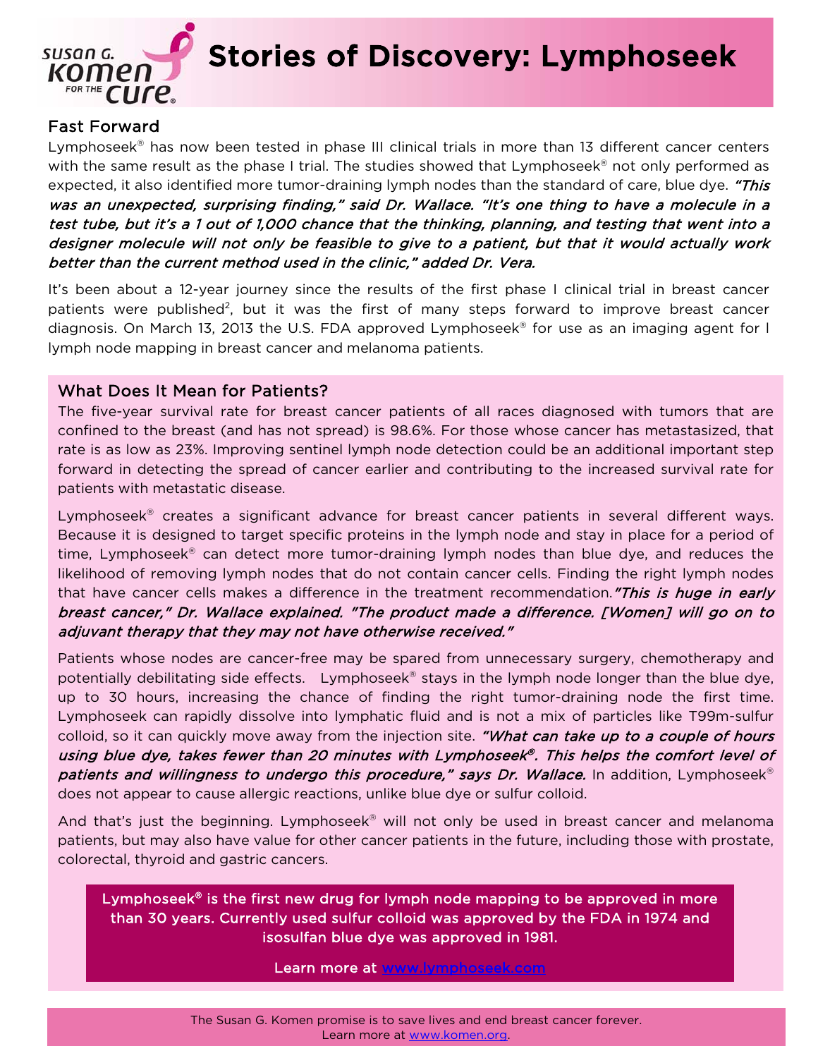# Stories of Discovery: Lymphoseek

## Fast Forward

Lymphoseek® has now been tested in phase III clinical trials in more than 13 different cancer centers with the same result as the phase I trial. The studies showed that Lymphoseek® not only performed as expected, it also identified more tumor-draining lymph nodes than the standard of care, blue dye. *"This was an unexpected, surprising finding," said Dr. Wallace. "It's one thing to have a molecule in a test tube, but it's a 1 out of 1,000 chance that the thinking, planning, and testing that went into a designer molecule will not only be feasible to give to a patient, but that it would actually work better than the current method used in the clinic," added Dr. Vera.*

It's been about a 12-year journey since the results of the first phase I clinical trial in breast cancer patients were published[2], but it was the first of many steps forward to improve breast cancer diagnosis. On March 13, 2013 the U.S. FDA approved Lymphoseek® for use as an imaging agent for l lymph node mapping in breast cancer and melanoma patients.

## What Does It Mean for Patients?

The five-year survival rate for breast cancer patients of all races diagnosed with tumors that are confined to the breast (and has not spread) is 98.6%. For those whose cancer has metastasized, that rate is as low as 23%. Improving sentinel lymph node detection could be an additional important step forward in detecting the spread of cancer earlier and contributing to the increased survival rate for patients with metastatic disease.

Lymphoseek® creates a significant advance for breast cancer patients in several different ways. Because it is designed to target specific proteins in the lymph node and stay in place for a period of time, Lymphoseek® can detect more tumor-draining lymph nodes than blue dye, and reduces the likelihood of removing lymph nodes that do not contain cancer cells. Finding the right lymph nodes that have cancer cells makes a difference in the treatment recommendation. *"This is huge in early breast cancer," Dr. Wallace explained. "The product made a difference. [Women] will go on to adjuvant therapy that they may not have otherwise received."*

Patients whose nodes are cancer-free may be spared from unnecessary surgery, chemotherapy and potentially debilitating side effects. Lymphoseek® stays in the lymph node longer than the blue dye, up to 30 hours, increasing the chance of finding the right tumor-draining node the first time. Lymphoseek can rapidly dissolve into lymphatic fluid and is not a mix of particles like T99m-sulfur colloid, so it can quickly move away from the injection site. *"What can take up to a couple of hours using blue dye, takes fewer than 20 minutes with Lymphoseek®. This helps the comfort level of patients and willingness to undergo this procedure," says Dr. Wallace.* In addition, Lymphoseek® does not appear to cause allergic reactions, unlike blue dye or sulfur colloid.

And that's just the beginning. Lymphoseek® will not only be used in breast cancer and melanoma patients, but may also have value for other cancer patients in the future, including those with prostate, colorectal, thyroid and gastric cancers.

**Lymphoseek® is the first new drug for lymph node mapping to be approved in more than 30 years. Currently used sulfur colloid was approved by the FDA in 1974 and isosulfan blue dye was approved in 1981.**

**Learn more at [www.lymphoseek.com](http://www.lymphoseek.com)**

The Susan G. Komen promise is to save lives and end breast cancer forever.
Learn more at [www.komen.org](http://www.komen.org).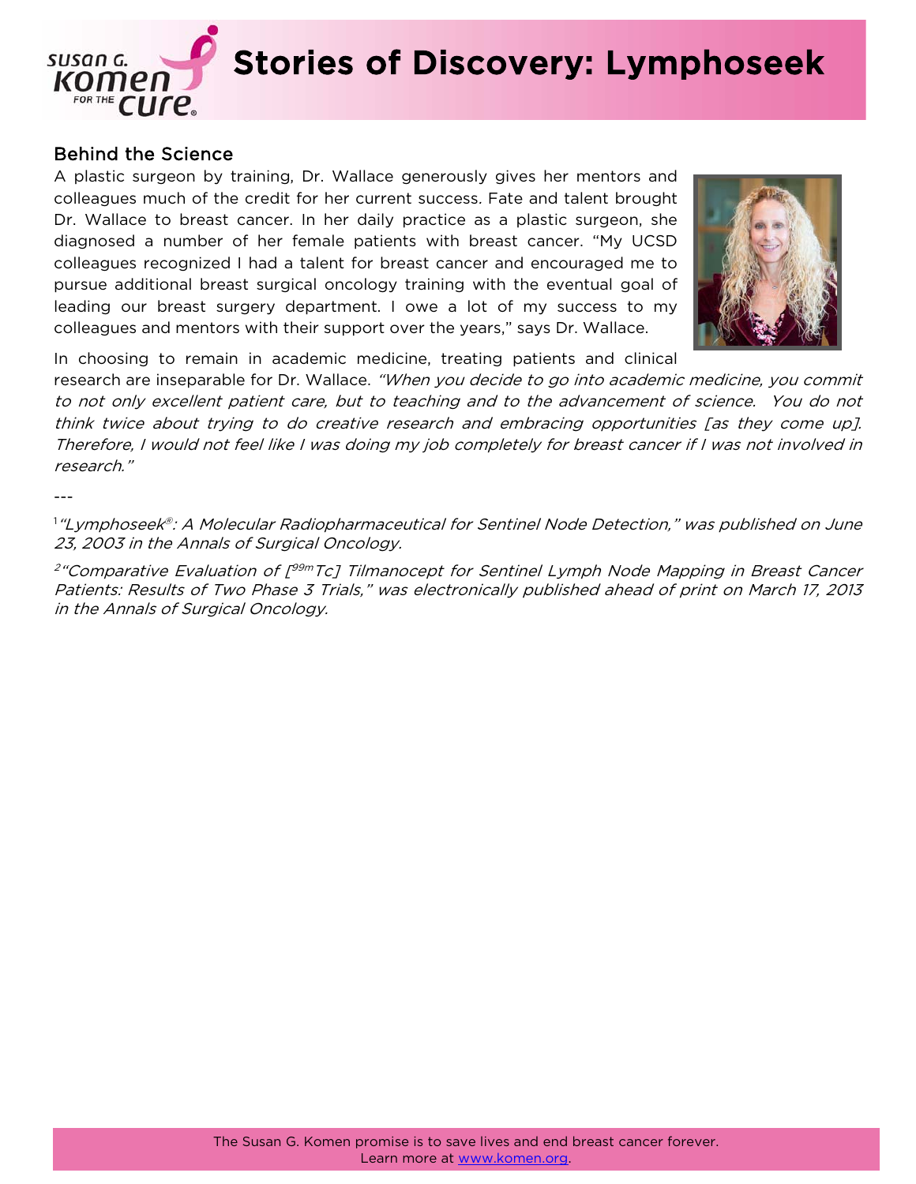# Stories of Discovery: Lymphoseek

## Behind the Science

A plastic surgeon by training, Dr. Wallace generously gives her mentors and colleagues much of the credit for her current success. Fate and talent brought Dr. Wallace to breast cancer. In her daily practice as a plastic surgeon, she diagnosed a number of her female patients with breast cancer. "My UCSD colleagues recognized I had a talent for breast cancer and encouraged me to pursue additional breast surgical oncology training with the eventual goal of leading our breast surgery department. I owe a lot of my success to my colleagues and mentors with their support over the years," says Dr. Wallace.

In choosing to remain in academic medicine, treating patients and clinical research are inseparable for Dr. Wallace. *"When you decide to go into academic medicine, you commit to not only excellent patient care, but to teaching and to the advancement of science. You do not think twice about trying to do creative research and embracing opportunities [as they come up]. Therefore, I would not feel like I was doing my job completely for breast cancer if I was not involved in research."*

---

[1] *"Lymphoseek®: A Molecular Radiopharmaceutical for Sentinel Node Detection," was published on June 23, 2003 in the Annals of Surgical Oncology.*

[2] *"Comparative Evaluation of [$^{99m}$Tc] Tilmanocept for Sentinel Lymph Node Mapping in Breast Cancer Patients: Results of Two Phase 3 Trials," was electronically published ahead of print on March 17, 2013 in the Annals of Surgical Oncology.*